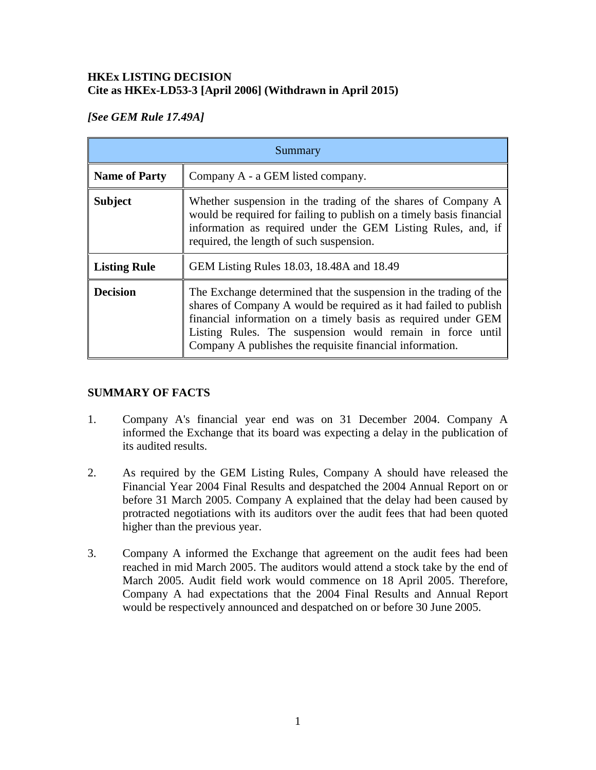**HKEx LISTING DECISION**
**Cite as HKEx-LD53-3 [April 2006] (Withdrawn in April 2015)**

***[See GEM Rule 17.49A]***

| Summary | |
|---|---|
| **Name of Party** | Company A - a GEM listed company. |
| **Subject** | Whether suspension in the trading of the shares of Company A would be required for failing to publish on a timely basis financial information as required under the GEM Listing Rules, and, if required, the length of such suspension. |
| **Listing Rule** | GEM Listing Rules 18.03, 18.48A and 18.49 |
| **Decision** | The Exchange determined that the suspension in the trading of the shares of Company A would be required as it had failed to publish financial information on a timely basis as required under GEM Listing Rules. The suspension would remain in force until Company A publishes the requisite financial information. |

**SUMMARY OF FACTS**

1. Company A's financial year end was on 31 December 2004. Company A informed the Exchange that its board was expecting a delay in the publication of its audited results.

2. As required by the GEM Listing Rules, Company A should have released the Financial Year 2004 Final Results and despatched the 2004 Annual Report on or before 31 March 2005. Company A explained that the delay had been caused by protracted negotiations with its auditors over the audit fees that had been quoted higher than the previous year.

3. Company A informed the Exchange that agreement on the audit fees had been reached in mid March 2005. The auditors would attend a stock take by the end of March 2005. Audit field work would commence on 18 April 2005. Therefore, Company A had expectations that the 2004 Final Results and Annual Report would be respectively announced and despatched on or before 30 June 2005.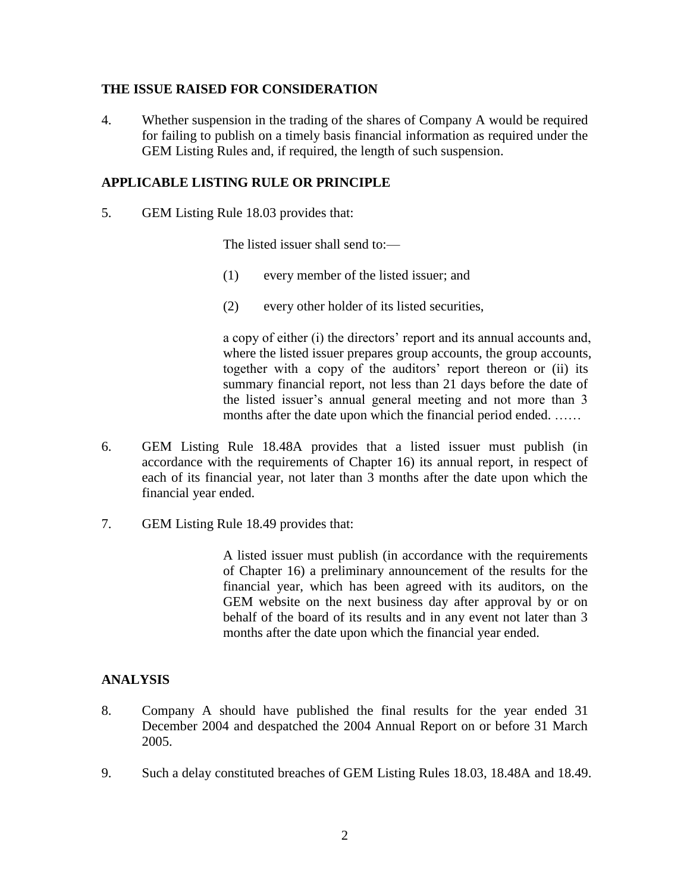## THE ISSUE RAISED FOR CONSIDERATION

4. Whether suspension in the trading of the shares of Company A would be required for failing to publish on a timely basis financial information as required under the GEM Listing Rules and, if required, the length of such suspension.

## APPLICABLE LISTING RULE OR PRINCIPLE

5. GEM Listing Rule 18.03 provides that:

> The listed issuer shall send to:—
>
> (1) every member of the listed issuer; and
>
> (2) every other holder of its listed securities,
>
> a copy of either (i) the directors' report and its annual accounts and, where the listed issuer prepares group accounts, the group accounts, together with a copy of the auditors' report thereon or (ii) its summary financial report, not less than 21 days before the date of the listed issuer's annual general meeting and not more than 3 months after the date upon which the financial period ended. ……

6. GEM Listing Rule 18.48A provides that a listed issuer must publish (in accordance with the requirements of Chapter 16) its annual report, in respect of each of its financial year, not later than 3 months after the date upon which the financial year ended.

7. GEM Listing Rule 18.49 provides that:

> A listed issuer must publish (in accordance with the requirements of Chapter 16) a preliminary announcement of the results for the financial year, which has been agreed with its auditors, on the GEM website on the next business day after approval by or on behalf of the board of its results and in any event not later than 3 months after the date upon which the financial year ended.

## ANALYSIS

8. Company A should have published the final results for the year ended 31 December 2004 and despatched the 2004 Annual Report on or before 31 March 2005.

9. Such a delay constituted breaches of GEM Listing Rules 18.03, 18.48A and 18.49.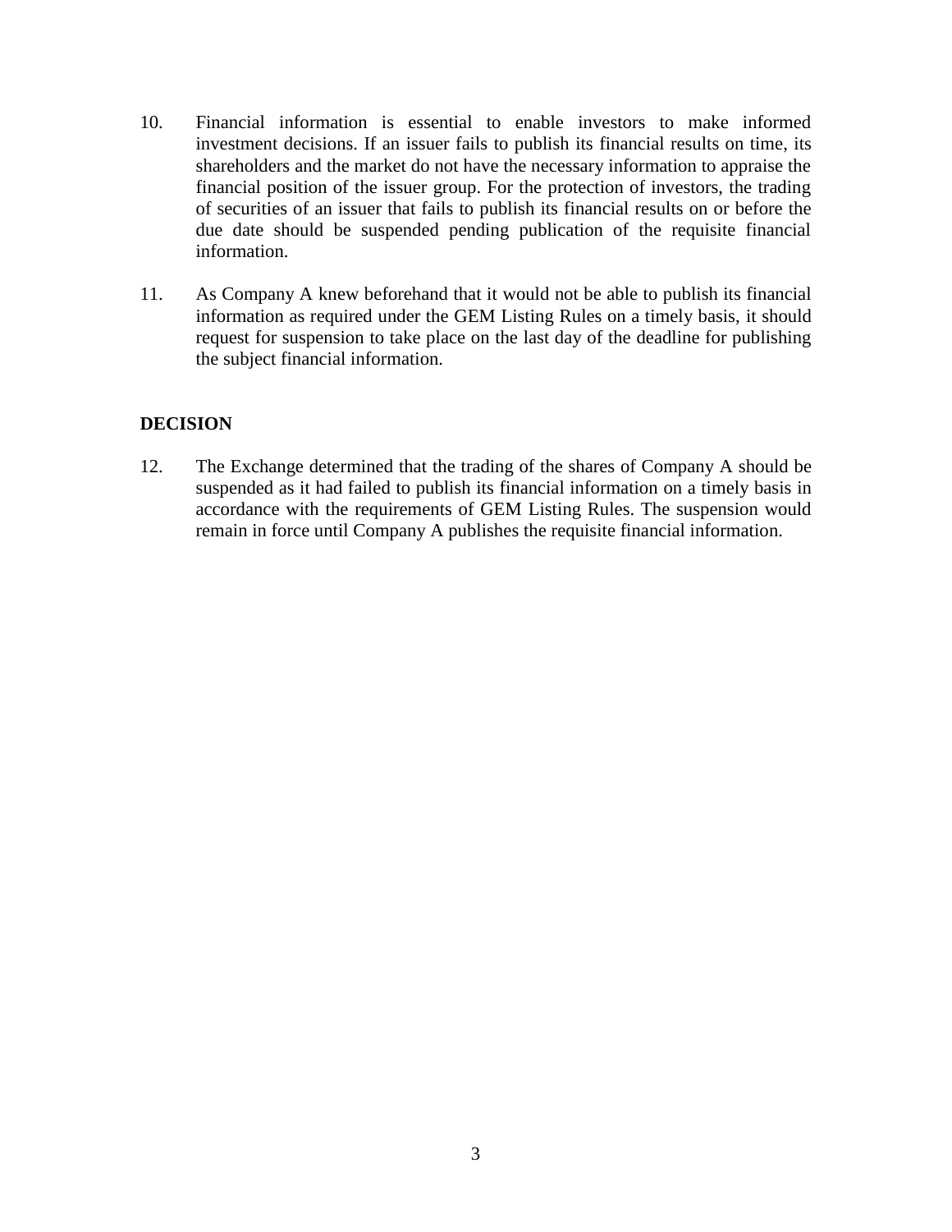10. Financial information is essential to enable investors to make informed investment decisions. If an issuer fails to publish its financial results on time, its shareholders and the market do not have the necessary information to appraise the financial position of the issuer group. For the protection of investors, the trading of securities of an issuer that fails to publish its financial results on or before the due date should be suspended pending publication of the requisite financial information.

11. As Company A knew beforehand that it would not be able to publish its financial information as required under the GEM Listing Rules on a timely basis, it should request for suspension to take place on the last day of the deadline for publishing the subject financial information.

**DECISION**

12. The Exchange determined that the trading of the shares of Company A should be suspended as it had failed to publish its financial information on a timely basis in accordance with the requirements of GEM Listing Rules. The suspension would remain in force until Company A publishes the requisite financial information.